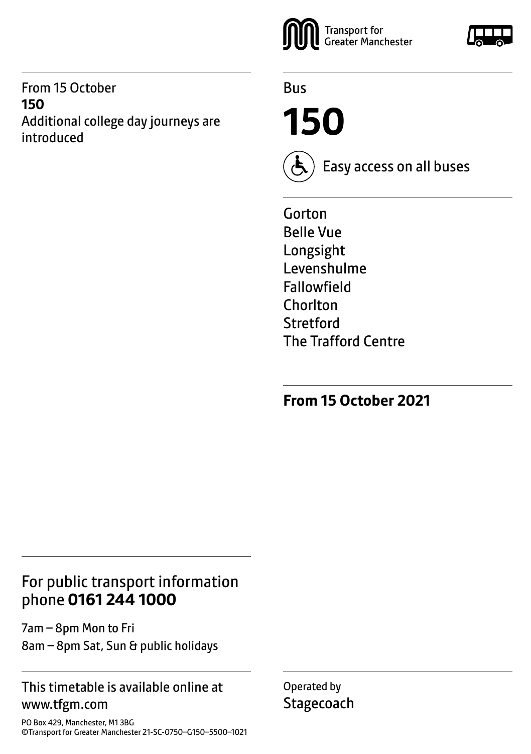From 15 October
**150**
Additional college day journeys are introduced

Transport for Greater Manchester

Bus

# 150

Easy access on all buses

Gorton
Belle Vue
Longsight
Levenshulme
Fallowfield
Chorlton
Stretford
The Trafford Centre

**From 15 October 2021**

## For public transport information phone **0161 244 1000**

7am – 8pm Mon to Fri
8am – 8pm Sat, Sun & public holidays

This timetable is available online at www.tfgm.com

PO Box 429, Manchester, M1 3BG
©Transport for Greater Manchester 21-SC-0750–G150–5500–1021

Operated by
Stagecoach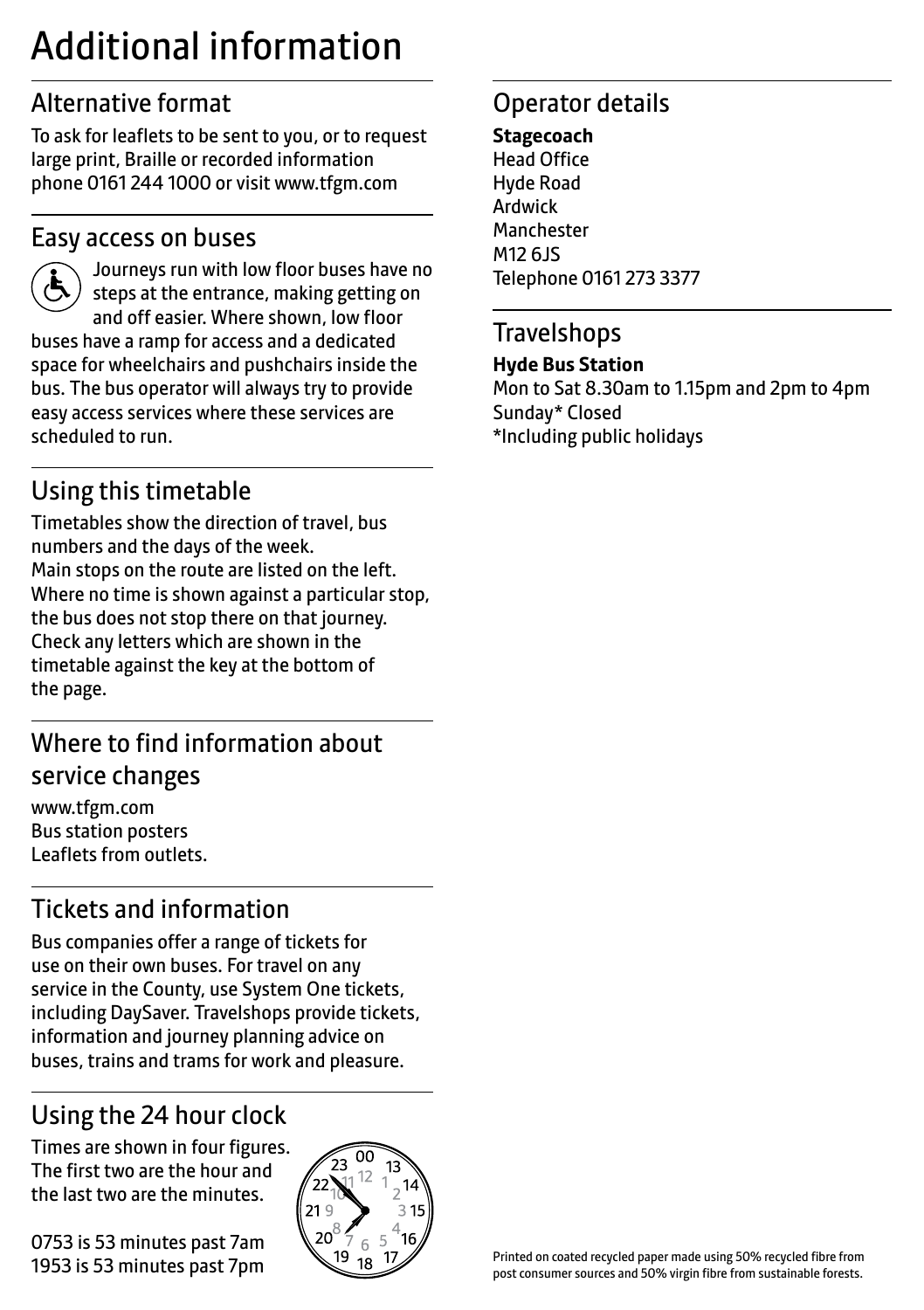# Additional information

## Alternative format

To ask for leaflets to be sent to you, or to request large print, Braille or recorded information phone 0161 244 1000 or visit www.tfgm.com

## Easy access on buses

Journeys run with low floor buses have no steps at the entrance, making getting on and off easier. Where shown, low floor buses have a ramp for access and a dedicated space for wheelchairs and pushchairs inside the bus. The bus operator will always try to provide easy access services where these services are scheduled to run.

## Using this timetable

Timetables show the direction of travel, bus numbers and the days of the week.
Main stops on the route are listed on the left. Where no time is shown against a particular stop, the bus does not stop there on that journey. Check any letters which are shown in the timetable against the key at the bottom of the page.

## Where to find information about service changes

www.tfgm.com
Bus station posters
Leaflets from outlets.

## Tickets and information

Bus companies offer a range of tickets for use on their own buses. For travel on any service in the County, use System One tickets, including DaySaver. Travelshops provide tickets, information and journey planning advice on buses, trains and trams for work and pleasure.

## Using the 24 hour clock

Times are shown in four figures. The first two are the hour and the last two are the minutes.

0753 is 53 minutes past 7am
1953 is 53 minutes past 7pm

## Operator details

**Stagecoach**
Head Office
Hyde Road
Ardwick
Manchester
M12 6JS
Telephone 0161 273 3377

## Travelshops

**Hyde Bus Station**
Mon to Sat 8.30am to 1.15pm and 2pm to 4pm
Sunday* Closed
*Including public holidays

Printed on coated recycled paper made using 50% recycled fibre from post consumer sources and 50% virgin fibre from sustainable forests.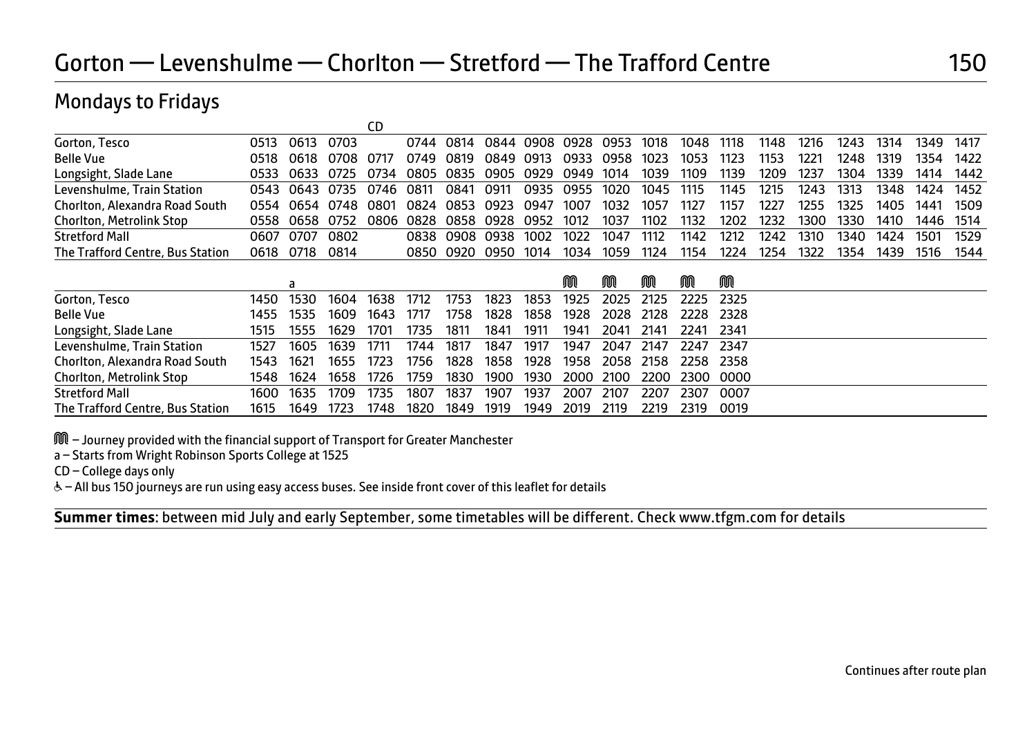# Gorton — Levenshulme — Chorlton — Stretford — The Trafford Centre

150

## Mondays to Fridays

| | | | | CD | | | | | | | | | | | | | | | |
|---|---|---|---|---|---|---|---|---|---|---|---|---|---|---|---|---|---|---|---|
| Gorton, Tesco | 0513 | 0613 | 0703 | | 0744 | 0814 | 0844 | 0908 | 0928 | 0953 | 1018 | 1048 | 1118 | 1148 | 1216 | 1243 | 1314 | 1349 | 1417 |
| Belle Vue | 0518 | 0618 | 0708 | 0717 | 0749 | 0819 | 0849 | 0913 | 0933 | 0958 | 1023 | 1053 | 1123 | 1153 | 1221 | 1248 | 1319 | 1354 | 1422 |
| Longsight, Slade Lane | 0533 | 0633 | 0725 | 0734 | 0805 | 0835 | 0905 | 0929 | 0949 | 1014 | 1039 | 1109 | 1139 | 1209 | 1237 | 1304 | 1339 | 1414 | 1442 |
| Levenshulme, Train Station | 0543 | 0643 | 0735 | 0746 | 0811 | 0841 | 0911 | 0935 | 0955 | 1020 | 1045 | 1115 | 1145 | 1215 | 1243 | 1313 | 1348 | 1424 | 1452 |
| Chorlton, Alexandra Road South | 0554 | 0654 | 0748 | 0801 | 0824 | 0853 | 0923 | 0947 | 1007 | 1032 | 1057 | 1127 | 1157 | 1227 | 1255 | 1325 | 1405 | 1441 | 1509 |
| Chorlton, Metrolink Stop | 0558 | 0658 | 0752 | 0806 | 0828 | 0858 | 0928 | 0952 | 1012 | 1037 | 1102 | 1132 | 1202 | 1232 | 1300 | 1330 | 1410 | 1446 | 1514 |
| Stretford Mall | 0607 | 0707 | 0802 | | 0838 | 0908 | 0938 | 1002 | 1022 | 1047 | 1112 | 1142 | 1212 | 1242 | 1310 | 1340 | 1424 | 1501 | 1529 |
| The Trafford Centre, Bus Station | 0618 | 0718 | 0814 | | 0850 | 0920 | 0950 | 1014 | 1034 | 1059 | 1124 | 1154 | 1224 | 1254 | 1322 | 1354 | 1439 | 1516 | 1544 |

| | | a | | | | | | | Ⓜ | Ⓜ | Ⓜ | Ⓜ | Ⓜ |
|---|---|---|---|---|---|---|---|---|---|---|---|---|---|
| Gorton, Tesco | 1450 | 1530 | 1604 | 1638 | 1712 | 1753 | 1823 | 1853 | 1925 | 2025 | 2125 | 2225 | 2325 |
| Belle Vue | 1455 | 1535 | 1609 | 1643 | 1717 | 1758 | 1828 | 1858 | 1928 | 2028 | 2128 | 2228 | 2328 |
| Longsight, Slade Lane | 1515 | 1555 | 1629 | 1701 | 1735 | 1811 | 1841 | 1911 | 1941 | 2041 | 2141 | 2241 | 2341 |
| Levenshulme, Train Station | 1527 | 1605 | 1639 | 1711 | 1744 | 1817 | 1847 | 1917 | 1947 | 2047 | 2147 | 2247 | 2347 |
| Chorlton, Alexandra Road South | 1543 | 1621 | 1655 | 1723 | 1756 | 1828 | 1858 | 1928 | 1958 | 2058 | 2158 | 2258 | 2358 |
| Chorlton, Metrolink Stop | 1548 | 1624 | 1658 | 1726 | 1759 | 1830 | 1900 | 1930 | 2000 | 2100 | 2200 | 2300 | 0000 |
| Stretford Mall | 1600 | 1635 | 1709 | 1735 | 1807 | 1837 | 1907 | 1937 | 2007 | 2107 | 2207 | 2307 | 0007 |
| The Trafford Centre, Bus Station | 1615 | 1649 | 1723 | 1748 | 1820 | 1849 | 1919 | 1949 | 2019 | 2119 | 2219 | 2319 | 0019 |

Ⓜ – Journey provided with the financial support of Transport for Greater Manchester

a – Starts from Wright Robinson Sports College at 1525

CD – College days only

♿ – All bus 150 journeys are run using easy access buses. See inside front cover of this leaflet for details

**Summer times**: between mid July and early September, some timetables will be different. Check www.tfgm.com for details

Continues after route plan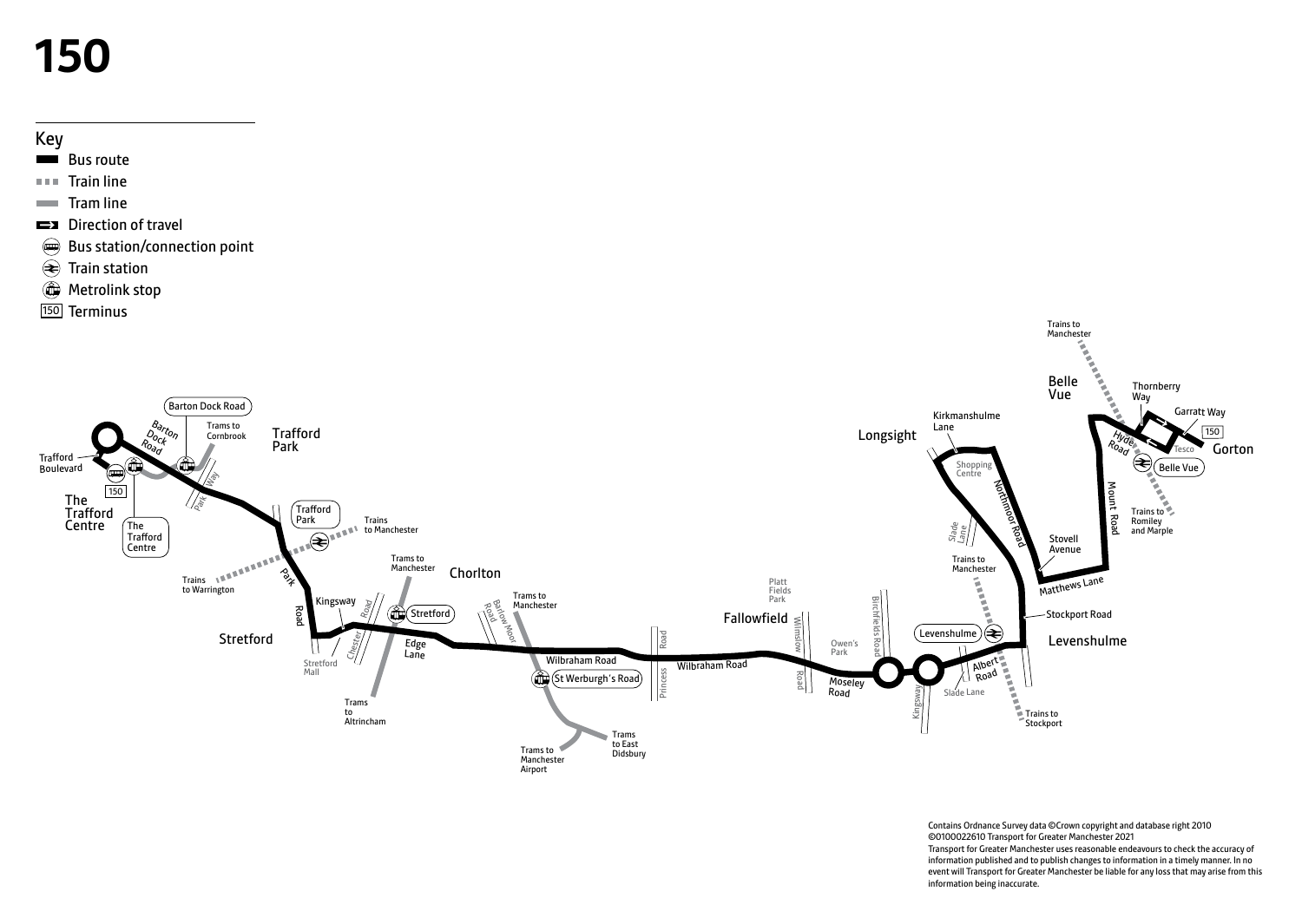# 150

## Key

- Bus route
- Train line
- Tram line
- Direction of travel
- Bus station/connection point
- Train station
- Metrolink stop
- 150 Terminus

Trafford Boulevard, The Trafford Centre, Barton Dock Road, Trams to Cornbrook, Trafford Park, Park Way, Trafford Park, Trains to Manchester, Trains to Warrington, Park Road, Kingsway, Stretford, Stretford Mall, Chester Road, Trams to Manchester, Stretford, Edge Lane, Trams to Altrincham, Chorlton, Barlow Moor Road, Trams to Manchester, Wilbraham Road, St Werburgh's Road, Trams to Manchester Airport, Trams to East Didsbury, Princess Road, Wilbraham Road, Platt Fields Park, Fallowfield, Wilmslow Road, Owen's Park, Birchfields Road, Moseley Road, Kingsway, Levenshulme, Albert Road, Slade Lane, Trains to Stockport, Trains to Manchester, Slade Lane, Kirkmanshulme Lane, Longsight, Shopping Centre, Northmoor Road, Stockport Road, Levenshulme, Stovell Avenue, Matthews Lane, Mount Road, Belle Vue, Trains to Manchester, Hyde Road, Belle Vue, Thornberry Way, Garratt Way, Tesco, 150, Gorton, Trains to Romiley and Marple

Contains Ordnance Survey data ©Crown copyright and database right 2010 ©0100022610 Transport for Greater Manchester 2021
Transport for Greater Manchester uses reasonable endeavours to check the accuracy of information published and to publish changes to information in a timely manner. In no event will Transport for Greater Manchester be liable for any loss that may arise from this information being inaccurate.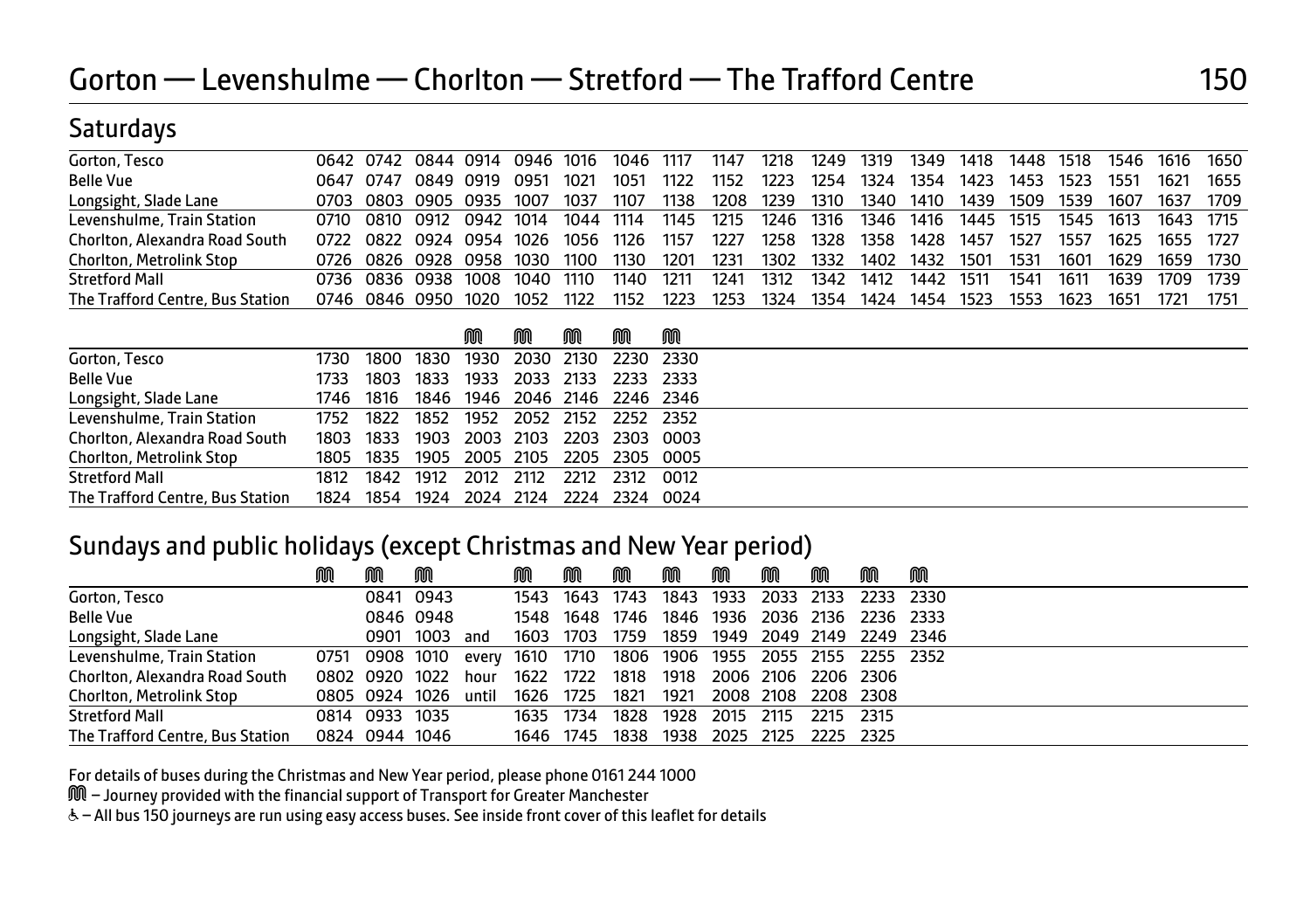# Gorton — Levenshulme — Chorlton — Stretford — The Trafford Centre 150

## Saturdays

| | | | | | | | | | | | | | | | | | | | |
|---|---|---|---|---|---|---|---|---|---|---|---|---|---|---|---|---|---|---|---|
| Gorton, Tesco | 0642 | 0742 | 0844 | 0914 | 0946 | 1016 | 1046 | 1117 | 1147 | 1218 | 1249 | 1319 | 1349 | 1418 | 1448 | 1518 | 1546 | 1616 | 1650 |
| Belle Vue | 0647 | 0747 | 0849 | 0919 | 0951 | 1021 | 1051 | 1122 | 1152 | 1223 | 1254 | 1324 | 1354 | 1423 | 1453 | 1523 | 1551 | 1621 | 1655 |
| Longsight, Slade Lane | 0703 | 0803 | 0905 | 0935 | 1007 | 1037 | 1107 | 1138 | 1208 | 1239 | 1310 | 1340 | 1410 | 1439 | 1509 | 1539 | 1607 | 1637 | 1709 |
| Levenshulme, Train Station | 0710 | 0810 | 0912 | 0942 | 1014 | 1044 | 1114 | 1145 | 1215 | 1246 | 1316 | 1346 | 1416 | 1445 | 1515 | 1545 | 1613 | 1643 | 1715 |
| Chorlton, Alexandra Road South | 0722 | 0822 | 0924 | 0954 | 1026 | 1056 | 1126 | 1157 | 1227 | 1258 | 1328 | 1358 | 1428 | 1457 | 1527 | 1557 | 1625 | 1655 | 1727 |
| Chorlton, Metrolink Stop | 0726 | 0826 | 0928 | 0958 | 1030 | 1100 | 1130 | 1201 | 1231 | 1302 | 1332 | 1402 | 1432 | 1501 | 1531 | 1601 | 1629 | 1659 | 1730 |
| Stretford Mall | 0736 | 0836 | 0938 | 1008 | 1040 | 1110 | 1140 | 1211 | 1241 | 1312 | 1342 | 1412 | 1442 | 1511 | 1541 | 1611 | 1639 | 1709 | 1739 |
| The Trafford Centre, Bus Station | 0746 | 0846 | 0950 | 1020 | 1052 | 1122 | 1152 | 1223 | 1253 | 1324 | 1354 | 1424 | 1454 | 1523 | 1553 | 1623 | 1651 | 1721 | 1751 |

| | | | | M | M | M | M | M |
|---|---|---|---|---|---|---|---|---|
| Gorton, Tesco | 1730 | 1800 | 1830 | 1930 | 2030 | 2130 | 2230 | 2330 |
| Belle Vue | 1733 | 1803 | 1833 | 1933 | 2033 | 2133 | 2233 | 2333 |
| Longsight, Slade Lane | 1746 | 1816 | 1846 | 1946 | 2046 | 2146 | 2246 | 2346 |
| Levenshulme, Train Station | 1752 | 1822 | 1852 | 1952 | 2052 | 2152 | 2252 | 2352 |
| Chorlton, Alexandra Road South | 1803 | 1833 | 1903 | 2003 | 2103 | 2203 | 2303 | 0003 |
| Chorlton, Metrolink Stop | 1805 | 1835 | 1905 | 2005 | 2105 | 2205 | 2305 | 0005 |
| Stretford Mall | 1812 | 1842 | 1912 | 2012 | 2112 | 2212 | 2312 | 0012 |
| The Trafford Centre, Bus Station | 1824 | 1854 | 1924 | 2024 | 2124 | 2224 | 2324 | 0024 |

## Sundays and public holidays (except Christmas and New Year period)

| | M | M | M | | M | M | M | M | M | M | M | M | M |
|---|---|---|---|---|---|---|---|---|---|---|---|---|---|
| Gorton, Tesco | | 0841 | 0943 | | 1543 | 1643 | 1743 | 1843 | 1933 | 2033 | 2133 | 2233 | 2330 |
| Belle Vue | | 0846 | 0948 | | 1548 | 1648 | 1746 | 1846 | 1936 | 2036 | 2136 | 2236 | 2333 |
| Longsight, Slade Lane | | 0901 | 1003 | and | 1603 | 1703 | 1759 | 1859 | 1949 | 2049 | 2149 | 2249 | 2346 |
| Levenshulme, Train Station | 0751 | 0908 | 1010 | every | 1610 | 1710 | 1806 | 1906 | 1955 | 2055 | 2155 | 2255 | 2352 |
| Chorlton, Alexandra Road South | 0802 | 0920 | 1022 | hour | 1622 | 1722 | 1818 | 1918 | 2006 | 2106 | 2206 | 2306 | |
| Chorlton, Metrolink Stop | 0805 | 0924 | 1026 | until | 1626 | 1725 | 1821 | 1921 | 2008 | 2108 | 2208 | 2308 | |
| Stretford Mall | 0814 | 0933 | 1035 | | 1635 | 1734 | 1828 | 1928 | 2015 | 2115 | 2215 | 2315 | |
| The Trafford Centre, Bus Station | 0824 | 0944 | 1046 | | 1646 | 1745 | 1838 | 1938 | 2025 | 2125 | 2225 | 2325 | |

For details of buses during the Christmas and New Year period, please phone 0161 244 1000

M – Journey provided with the financial support of Transport for Greater Manchester

♿ – All bus 150 journeys are run using easy access buses. See inside front cover of this leaflet for details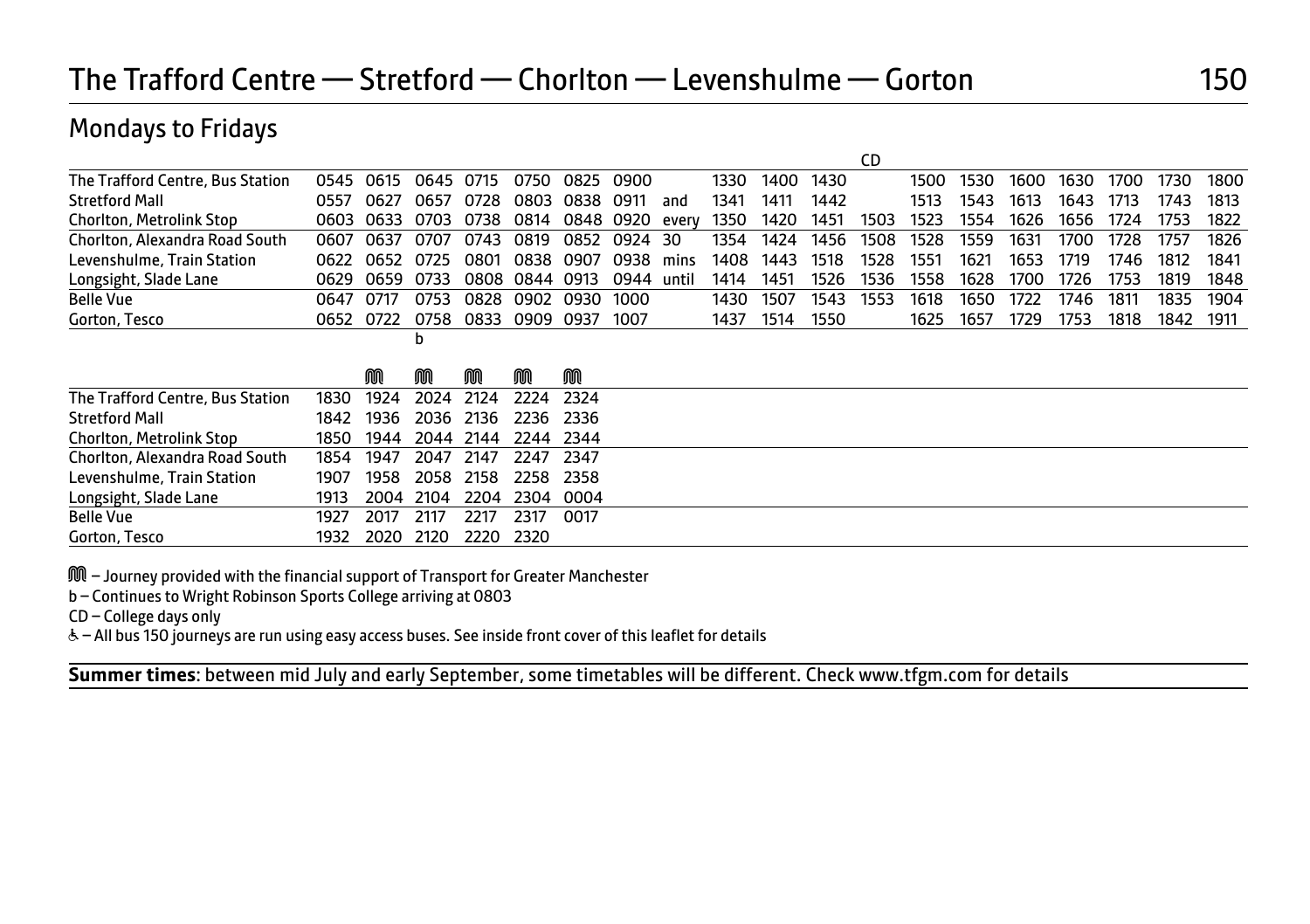# The Trafford Centre — Stretford — Chorlton — Levenshulme — Gorton

## 150

### Mondays to Fridays

| | | | | | | | | | | | | CD | | | | | | | |
|---|---|---|---|---|---|---|---|---|---|---|---|---|---|---|---|---|---|---|---|
| The Trafford Centre, Bus Station | 0545 | 0615 | 0645 | 0715 | 0750 | 0825 | 0900 | | 1330 | 1400 | 1430 | | 1500 | 1530 | 1600 | 1630 | 1700 | 1730 | 1800 |
| Stretford Mall | 0557 | 0627 | 0657 | 0728 | 0803 | 0838 | 0911 | and | 1341 | 1411 | 1442 | | 1513 | 1543 | 1613 | 1643 | 1713 | 1743 | 1813 |
| Chorlton, Metrolink Stop | 0603 | 0633 | 0703 | 0738 | 0814 | 0848 | 0920 | every | 1350 | 1420 | 1451 | 1503 | 1523 | 1554 | 1626 | 1656 | 1724 | 1753 | 1822 |
| Chorlton, Alexandra Road South | 0607 | 0637 | 0707 | 0743 | 0819 | 0852 | 0924 | 30 | 1354 | 1424 | 1456 | 1508 | 1528 | 1559 | 1631 | 1700 | 1728 | 1757 | 1826 |
| Levenshulme, Train Station | 0622 | 0652 | 0725 | 0801 | 0838 | 0907 | 0938 | mins | 1408 | 1443 | 1518 | 1528 | 1551 | 1621 | 1653 | 1719 | 1746 | 1812 | 1841 |
| Longsight, Slade Lane | 0629 | 0659 | 0733 | 0808 | 0844 | 0913 | 0944 | until | 1414 | 1451 | 1526 | 1536 | 1558 | 1628 | 1700 | 1726 | 1753 | 1819 | 1848 |
| Belle Vue | 0647 | 0717 | 0753 | 0828 | 0902 | 0930 | 1000 | | 1430 | 1507 | 1543 | 1553 | 1618 | 1650 | 1722 | 1746 | 1811 | 1835 | 1904 |
| Gorton, Tesco | 0652 | 0722 | 0758 | 0833 | 0909 | 0937 | 1007 | | 1437 | 1514 | 1550 | | 1625 | 1657 | 1729 | 1753 | 1818 | 1842 | 1911 |
| | | | b | | | | | | | | | | | | | | | | |

| | | M | M | M | M | M |
|---|---|---|---|---|---|---|
| The Trafford Centre, Bus Station | 1830 | 1924 | 2024 | 2124 | 2224 | 2324 |
| Stretford Mall | 1842 | 1936 | 2036 | 2136 | 2236 | 2336 |
| Chorlton, Metrolink Stop | 1850 | 1944 | 2044 | 2144 | 2244 | 2344 |
| Chorlton, Alexandra Road South | 1854 | 1947 | 2047 | 2147 | 2247 | 2347 |
| Levenshulme, Train Station | 1907 | 1958 | 2058 | 2158 | 2258 | 2358 |
| Longsight, Slade Lane | 1913 | 2004 | 2104 | 2204 | 2304 | 0004 |
| Belle Vue | 1927 | 2017 | 2117 | 2217 | 2317 | 0017 |
| Gorton, Tesco | 1932 | 2020 | 2120 | 2220 | 2320 | |

M – Journey provided with the financial support of Transport for Greater Manchester

b – Continues to Wright Robinson Sports College arriving at 0803

CD – College days only

♿ – All bus 150 journeys are run using easy access buses. See inside front cover of this leaflet for details

**Summer times**: between mid July and early September, some timetables will be different. Check www.tfgm.com for details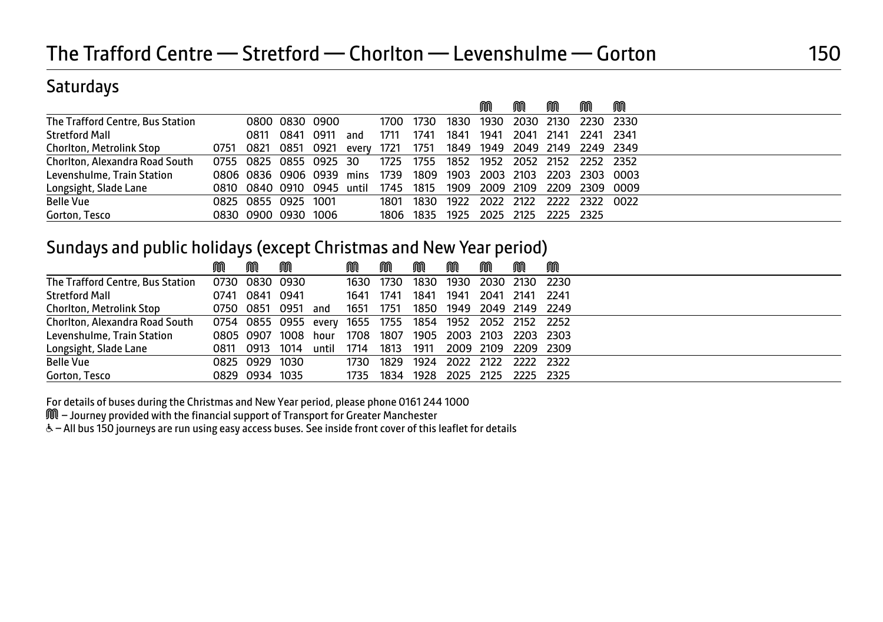# The Trafford Centre — Stretford — Chorlton — Levenshulme — Gorton 150

## Saturdays

| | | | | | | | | | M | M | M | M | M |
|---|---|---|---|---|---|---|---|---|---|---|---|---|---|
| The Trafford Centre, Bus Station | | 0800 | 0830 | 0900 | | 1700 | 1730 | 1830 | 1930 | 2030 | 2130 | 2230 | 2330 |
| Stretford Mall | | 0811 | 0841 | 0911 | and | 1711 | 1741 | 1841 | 1941 | 2041 | 2141 | 2241 | 2341 |
| Chorlton, Metrolink Stop | 0751 | 0821 | 0851 | 0921 | every | 1721 | 1751 | 1849 | 1949 | 2049 | 2149 | 2249 | 2349 |
| Chorlton, Alexandra Road South | 0755 | 0825 | 0855 | 0925 | 30 | 1725 | 1755 | 1852 | 1952 | 2052 | 2152 | 2252 | 2352 |
| Levenshulme, Train Station | 0806 | 0836 | 0906 | 0939 | mins | 1739 | 1809 | 1903 | 2003 | 2103 | 2203 | 2303 | 0003 |
| Longsight, Slade Lane | 0810 | 0840 | 0910 | 0945 | until | 1745 | 1815 | 1909 | 2009 | 2109 | 2209 | 2309 | 0009 |
| Belle Vue | 0825 | 0855 | 0925 | 1001 | | 1801 | 1830 | 1922 | 2022 | 2122 | 2222 | 2322 | 0022 |
| Gorton, Tesco | 0830 | 0900 | 0930 | 1006 | | 1806 | 1835 | 1925 | 2025 | 2125 | 2225 | 2325 | |

## Sundays and public holidays (except Christmas and New Year period)

| | M | M | M | | M | M | M | M | M | M | M |
|---|---|---|---|---|---|---|---|---|---|---|---|
| The Trafford Centre, Bus Station | 0730 | 0830 | 0930 | | 1630 | 1730 | 1830 | 1930 | 2030 | 2130 | 2230 |
| Stretford Mall | 0741 | 0841 | 0941 | | 1641 | 1741 | 1841 | 1941 | 2041 | 2141 | 2241 |
| Chorlton, Metrolink Stop | 0750 | 0851 | 0951 | and | 1651 | 1751 | 1850 | 1949 | 2049 | 2149 | 2249 |
| Chorlton, Alexandra Road South | 0754 | 0855 | 0955 | every | 1655 | 1755 | 1854 | 1952 | 2052 | 2152 | 2252 |
| Levenshulme, Train Station | 0805 | 0907 | 1008 | hour | 1708 | 1807 | 1905 | 2003 | 2103 | 2203 | 2303 |
| Longsight, Slade Lane | 0811 | 0913 | 1014 | until | 1714 | 1813 | 1911 | 2009 | 2109 | 2209 | 2309 |
| Belle Vue | 0825 | 0929 | 1030 | | 1730 | 1829 | 1924 | 2022 | 2122 | 2222 | 2322 |
| Gorton, Tesco | 0829 | 0934 | 1035 | | 1735 | 1834 | 1928 | 2025 | 2125 | 2225 | 2325 |

For details of buses during the Christmas and New Year period, please phone 0161 244 1000

M – Journey provided with the financial support of Transport for Greater Manchester

♿ – All bus 150 journeys are run using easy access buses. See inside front cover of this leaflet for details